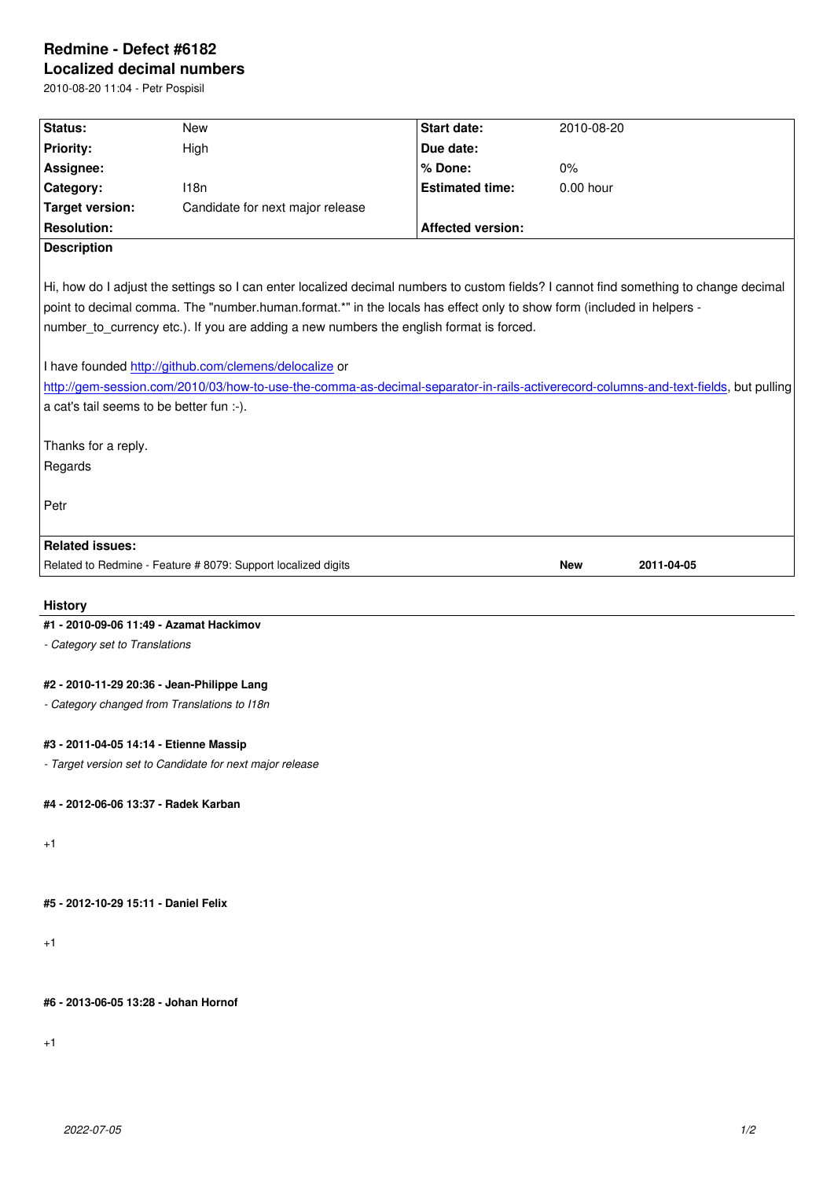# Redmine - Defect #6182

## Localized decimal numbers

2010-08-20 11:04 - Petr Pospisil

| | | | |
|---|---|---|---|
| **Status:** | New | **Start date:** | 2010-08-20 |
| **Priority:** | High | **Due date:** | |
| **Assignee:** | | **% Done:** | 0% |
| **Category:** | I18n | **Estimated time:** | 0.00 hour |
| **Target version:** | Candidate for next major release | | |
| **Resolution:** | | **Affected version:** | |

**Description**

Hi, how do I adjust the settings so I can enter localized decimal numbers to custom fields? I cannot find something to change decimal point to decimal comma. The "number.human.format.*" in the locals has effect only to show form (included in helpers - number_to_currency etc.). If you are adding a new numbers the english format is forced.

I have founded http://github.com/clemens/delocalize or http://gem-session.com/2010/03/how-to-use-the-comma-as-decimal-separator-in-rails-activerecord-columns-and-text-fields, but pulling a cat's tail seems to be better fun :-).

Thanks for a reply.
Regards

Petr

**Related issues:**

| | | |
|---|---|---|
| Related to Redmine - Feature # 8079: Support localized digits | **New** | **2011-04-05** |

## History

**#1 - 2010-09-06 11:49 - Azamat Hackimov**

*- Category set to Translations*

**#2 - 2010-11-29 20:36 - Jean-Philippe Lang**

*- Category changed from Translations to I18n*

**#3 - 2011-04-05 14:14 - Etienne Massip**

*- Target version set to Candidate for next major release*

**#4 - 2012-06-06 13:37 - Radek Karban**

+1

**#5 - 2012-10-29 15:11 - Daniel Felix**

+1

**#6 - 2013-06-05 13:28 - Johan Hornof**

+1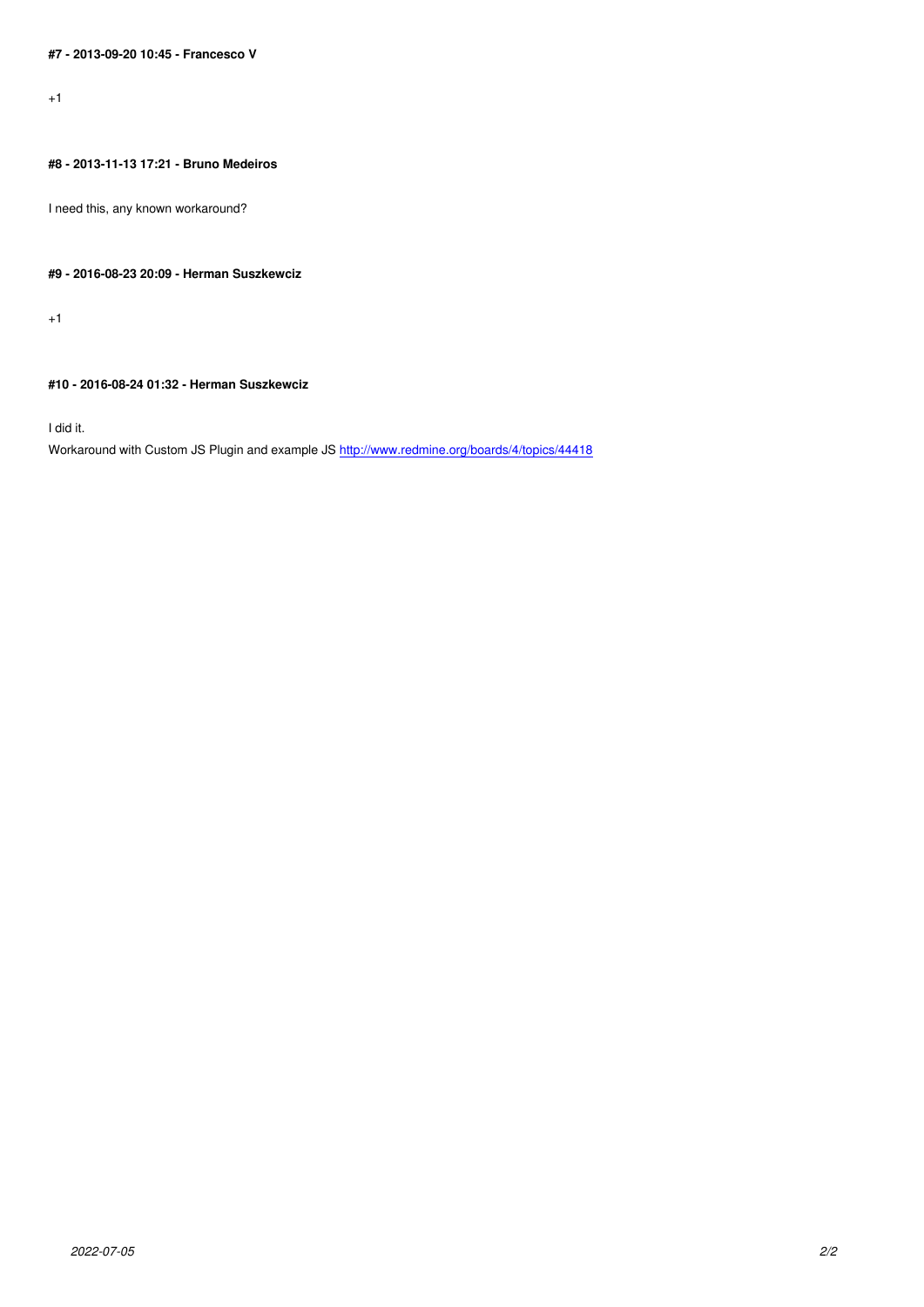#### #7 - 2013-09-20 10:45 - Francesco V

+1

#### #8 - 2013-11-13 17:21 - Bruno Medeiros

I need this, any known workaround?

#### #9 - 2016-08-23 20:09 - Herman Suszkewciz

+1

#### #10 - 2016-08-24 01:32 - Herman Suszkewciz

I did it.
Workaround with Custom JS Plugin and example JS http://www.redmine.org/boards/4/topics/44418